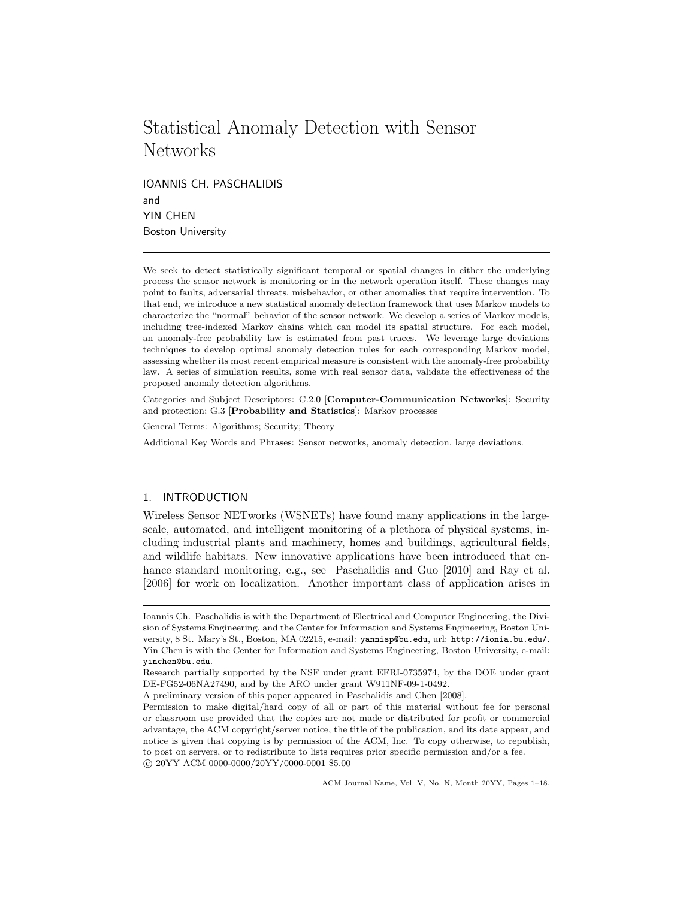# Statistical Anomaly Detection with Sensor Networks

IOANNIS CH. PASCHALIDIS
and
YIN CHEN
Boston University

We seek to detect statistically significant temporal or spatial changes in either the underlying process the sensor network is monitoring or in the network operation itself. These changes may point to faults, adversarial threats, misbehavior, or other anomalies that require intervention. To that end, we introduce a new statistical anomaly detection framework that uses Markov models to characterize the "normal" behavior of the sensor network. We develop a series of Markov models, including tree-indexed Markov chains which can model its spatial structure. For each model, an anomaly-free probability law is estimated from past traces. We leverage large deviations techniques to develop optimal anomaly detection rules for each corresponding Markov model, assessing whether its most recent empirical measure is consistent with the anomaly-free probability law. A series of simulation results, some with real sensor data, validate the effectiveness of the proposed anomaly detection algorithms.

Categories and Subject Descriptors: C.2.0 [**Computer-Communication Networks**]: Security and protection; G.3 [**Probability and Statistics**]: Markov processes

General Terms: Algorithms; Security; Theory

Additional Key Words and Phrases: Sensor networks, anomaly detection, large deviations.

## 1. INTRODUCTION

Wireless Sensor NETworks (WSNETs) have found many applications in the large-scale, automated, and intelligent monitoring of a plethora of physical systems, including industrial plants and machinery, homes and buildings, agricultural fields, and wildlife habitats. New innovative applications have been introduced that enhance standard monitoring, e.g., see Paschalidis and Guo [2010] and Ray et al. [2006] for work on localization. Another important class of application arises in

---

Ioannis Ch. Paschalidis is with the Department of Electrical and Computer Engineering, the Division of Systems Engineering, and the Center for Information and Systems Engineering, Boston University, 8 St. Mary's St., Boston, MA 02215, e-mail: yannisp@bu.edu, url: http://ionia.bu.edu/. Yin Chen is with the Center for Information and Systems Engineering, Boston University, e-mail: yinchen@bu.edu.

Research partially supported by the NSF under grant EFRI-0735974, by the DOE under grant DE-FG52-06NA27490, and by the ARO under grant W911NF-09-1-0492.

A preliminary version of this paper appeared in Paschalidis and Chen [2008].

Permission to make digital/hard copy of all or part of this material without fee for personal or classroom use provided that the copies are not made or distributed for profit or commercial advantage, the ACM copyright/server notice, the title of the publication, and its date appear, and notice is given that copying is by permission of the ACM, Inc. To copy otherwise, to republish, to post on servers, or to redistribute to lists requires prior specific permission and/or a fee.
© 20YY ACM 0000-0000/20YY/0000-0001 $5.00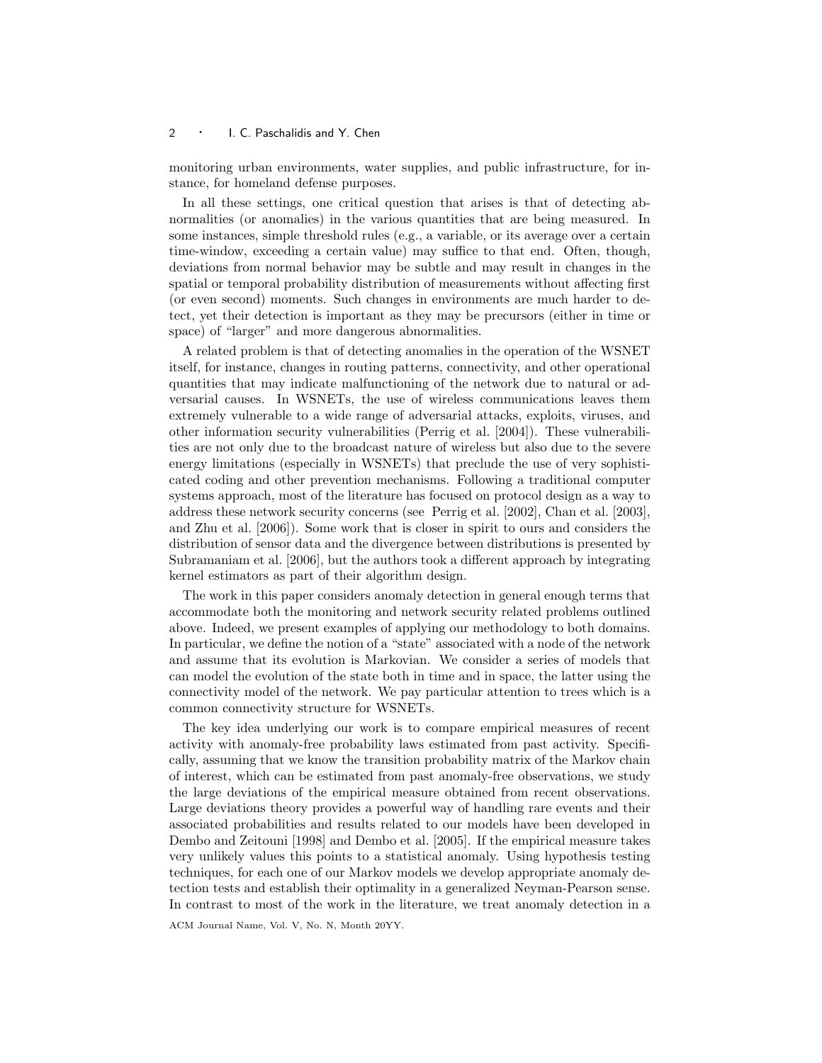monitoring urban environments, water supplies, and public infrastructure, for instance, for homeland defense purposes.

In all these settings, one critical question that arises is that of detecting abnormalities (or anomalies) in the various quantities that are being measured. In some instances, simple threshold rules (e.g., a variable, or its average over a certain time-window, exceeding a certain value) may suffice to that end. Often, though, deviations from normal behavior may be subtle and may result in changes in the spatial or temporal probability distribution of measurements without affecting first (or even second) moments. Such changes in environments are much harder to detect, yet their detection is important as they may be precursors (either in time or space) of "larger" and more dangerous abnormalities.

A related problem is that of detecting anomalies in the operation of the WSNET itself, for instance, changes in routing patterns, connectivity, and other operational quantities that may indicate malfunctioning of the network due to natural or adversarial causes. In WSNETs, the use of wireless communications leaves them extremely vulnerable to a wide range of adversarial attacks, exploits, viruses, and other information security vulnerabilities (Perrig et al. [2004]). These vulnerabilities are not only due to the broadcast nature of wireless but also due to the severe energy limitations (especially in WSNETs) that preclude the use of very sophisticated coding and other prevention mechanisms. Following a traditional computer systems approach, most of the literature has focused on protocol design as a way to address these network security concerns (see Perrig et al. [2002], Chan et al. [2003], and Zhu et al. [2006]). Some work that is closer in spirit to ours and considers the distribution of sensor data and the divergence between distributions is presented by Subramaniam et al. [2006], but the authors took a different approach by integrating kernel estimators as part of their algorithm design.

The work in this paper considers anomaly detection in general enough terms that accommodate both the monitoring and network security related problems outlined above. Indeed, we present examples of applying our methodology to both domains. In particular, we define the notion of a "state" associated with a node of the network and assume that its evolution is Markovian. We consider a series of models that can model the evolution of the state both in time and in space, the latter using the connectivity model of the network. We pay particular attention to trees which is a common connectivity structure for WSNETs.

The key idea underlying our work is to compare empirical measures of recent activity with anomaly-free probability laws estimated from past activity. Specifically, assuming that we know the transition probability matrix of the Markov chain of interest, which can be estimated from past anomaly-free observations, we study the large deviations of the empirical measure obtained from recent observations. Large deviations theory provides a powerful way of handling rare events and their associated probabilities and results related to our models have been developed in Dembo and Zeitouni [1998] and Dembo et al. [2005]. If the empirical measure takes very unlikely values this points to a statistical anomaly. Using hypothesis testing techniques, for each one of our Markov models we develop appropriate anomaly detection tests and establish their optimality in a generalized Neyman-Pearson sense. In contrast to most of the work in the literature, we treat anomaly detection in a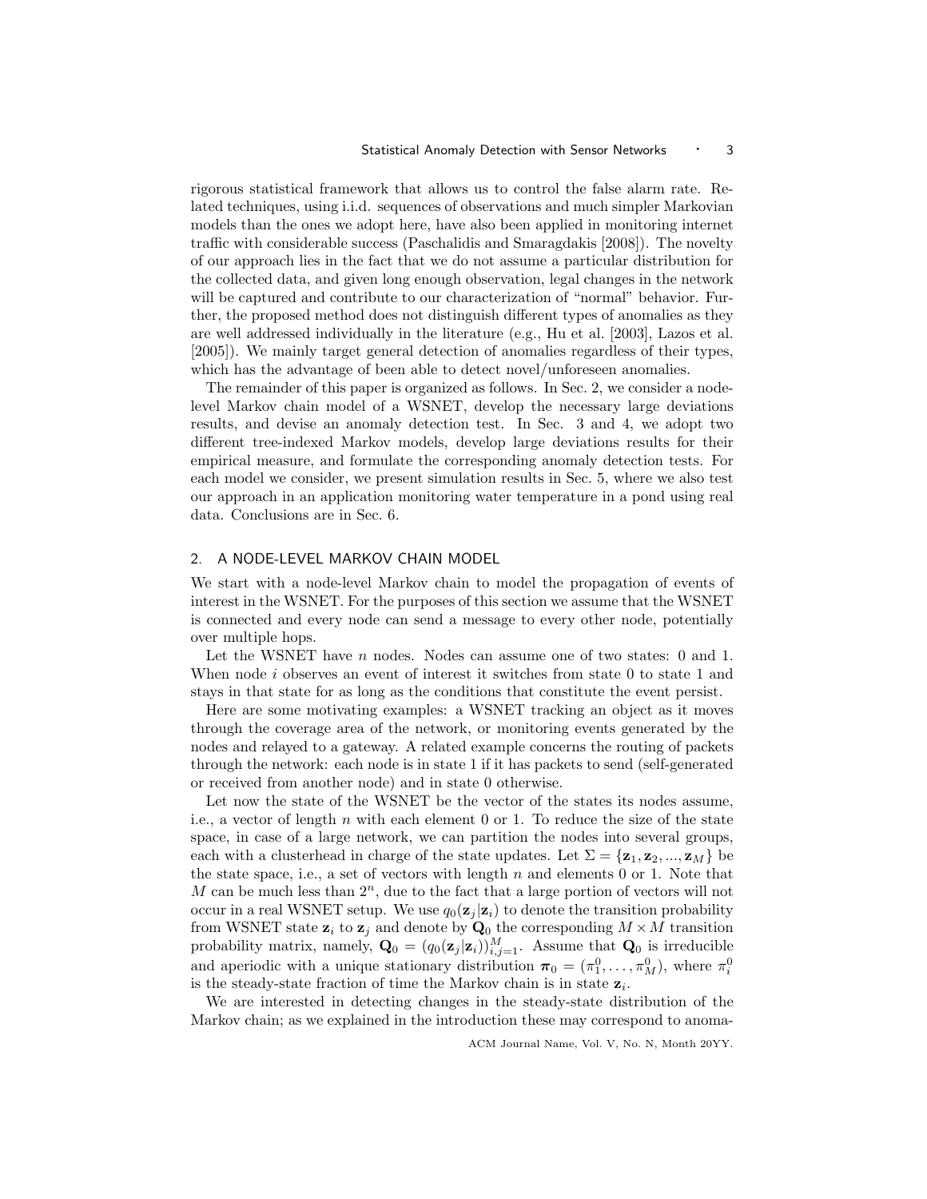rigorous statistical framework that allows us to control the false alarm rate. Related techniques, using i.i.d. sequences of observations and much simpler Markovian models than the ones we adopt here, have also been applied in monitoring internet traffic with considerable success (Paschalidis and Smaragdakis [2008]). The novelty of our approach lies in the fact that we do not assume a particular distribution for the collected data, and given long enough observation, legal changes in the network will be captured and contribute to our characterization of "normal" behavior. Further, the proposed method does not distinguish different types of anomalies as they are well addressed individually in the literature (e.g., Hu et al. [2003], Lazos et al. [2005]). We mainly target general detection of anomalies regardless of their types, which has the advantage of been able to detect novel/unforeseen anomalies.

The remainder of this paper is organized as follows. In Sec. 2, we consider a node-level Markov chain model of a WSNET, develop the necessary large deviations results, and devise an anomaly detection test. In Sec. 3 and 4, we adopt two different tree-indexed Markov models, develop large deviations results for their empirical measure, and formulate the corresponding anomaly detection tests. For each model we consider, we present simulation results in Sec. 5, where we also test our approach in an application monitoring water temperature in a pond using real data. Conclusions are in Sec. 6.

## 2. A NODE-LEVEL MARKOV CHAIN MODEL

We start with a node-level Markov chain to model the propagation of events of interest in the WSNET. For the purposes of this section we assume that the WSNET is connected and every node can send a message to every other node, potentially over multiple hops.

Let the WSNET have $n$ nodes. Nodes can assume one of two states: 0 and 1. When node $i$ observes an event of interest it switches from state 0 to state 1 and stays in that state for as long as the conditions that constitute the event persist.

Here are some motivating examples: a WSNET tracking an object as it moves through the coverage area of the network, or monitoring events generated by the nodes and relayed to a gateway. A related example concerns the routing of packets through the network: each node is in state 1 if it has packets to send (self-generated or received from another node) and in state 0 otherwise.

Let now the state of the WSNET be the vector of the states its nodes assume, i.e., a vector of length $n$ with each element 0 or 1. To reduce the size of the state space, in case of a large network, we can partition the nodes into several groups, each with a clusterhead in charge of the state updates. Let $\Sigma = \{\mathbf{z}_1, \mathbf{z}_2, ..., \mathbf{z}_M\}$ be the state space, i.e., a set of vectors with length $n$ and elements 0 or 1. Note that $M$ can be much less than $2^n$, due to the fact that a large portion of vectors will not occur in a real WSNET setup. We use $q_0(\mathbf{z}_j|\mathbf{z}_i)$ to denote the transition probability from WSNET state $\mathbf{z}_i$ to $\mathbf{z}_j$ and denote by $\mathbf{Q}_0$ the corresponding $M \times M$ transition probability matrix, namely, $\mathbf{Q}_0 = (q_0(\mathbf{z}_j|\mathbf{z}_i))_{i,j=1}^{M}$. Assume that $\mathbf{Q}_0$ is irreducible and aperiodic with a unique stationary distribution $\boldsymbol{\pi}_0 = (\pi_1^0, \ldots, \pi_M^0)$, where $\pi_i^0$ is the steady-state fraction of time the Markov chain is in state $\mathbf{z}_i$.

We are interested in detecting changes in the steady-state distribution of the Markov chain; as we explained in the introduction these may correspond to anoma-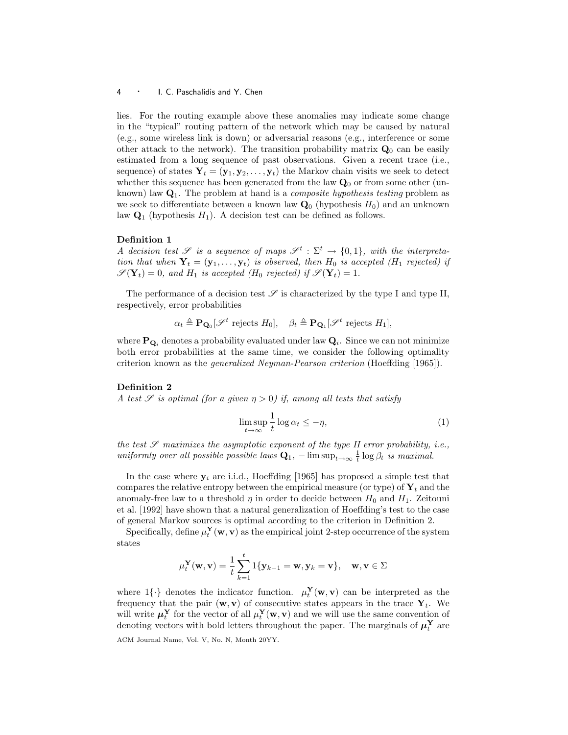lies. For the routing example above these anomalies may indicate some change in the "typical" routing pattern of the network which may be caused by natural (e.g., some wireless link is down) or adversarial reasons (e.g., interference or some other attack to the network). The transition probability matrix $\mathbf{Q}_0$ can be easily estimated from a long sequence of past observations. Given a recent trace (i.e., sequence) of states $\mathbf{Y}_t = (\mathbf{y}_1, \mathbf{y}_2, \ldots, \mathbf{y}_t)$ the Markov chain visits we seek to detect whether this sequence has been generated from the law $\mathbf{Q}_0$ or from some other (unknown) law $\mathbf{Q}_1$. The problem at hand is a *composite hypothesis testing* problem as we seek to differentiate between a known law $\mathbf{Q}_0$ (hypothesis $H_0$) and an unknown law $\mathbf{Q}_1$ (hypothesis $H_1$). A decision test can be defined as follows.

**Definition 1**

*A decision test $\mathscr{S}$ is a sequence of maps $\mathscr{S}^t : \Sigma^t \to \{0, 1\}$, with the interpretation that when $\mathbf{Y}_t = (\mathbf{y}_1, \ldots, \mathbf{y}_t)$ is observed, then $H_0$ is accepted ($H_1$ rejected) if $\mathscr{S}(\mathbf{Y}_t) = 0$, and $H_1$ is accepted ($H_0$ rejected) if $\mathscr{S}(\mathbf{Y}_t) = 1$.*

The performance of a decision test $\mathscr{S}$ is characterized by the type I and type II, respectively, error probabilities

$$\alpha_t \triangleq \mathbf{P}_{\mathbf{Q}_0}[\mathscr{S}^t \text{ rejects } H_0], \quad \beta_t \triangleq \mathbf{P}_{\mathbf{Q}_1}[\mathscr{S}^t \text{ rejects } H_1],$$

where $\mathbf{P}_{\mathbf{Q}_i}$ denotes a probability evaluated under law $\mathbf{Q}_i$. Since we can not minimize both error probabilities at the same time, we consider the following optimality criterion known as the *generalized Neyman-Pearson criterion* (Hoeffding [1965]).

**Definition 2**

*A test $\mathscr{S}$ is optimal (for a given $\eta > 0$) if, among all tests that satisfy*

$$\limsup_{t \to \infty} \frac{1}{t} \log \alpha_t \leq -\eta, \tag{1}$$

*the test $\mathscr{S}$ maximizes the asymptotic exponent of the type II error probability, i.e., uniformly over all possible possible laws $\mathbf{Q}_1$, $-\limsup_{t\to\infty} \frac{1}{t} \log \beta_t$ is maximal.*

In the case where $\mathbf{y}_i$ are i.i.d., Hoeffding [1965] has proposed a simple test that compares the relative entropy between the empirical measure (or type) of $\mathbf{Y}_t$ and the anomaly-free law to a threshold $\eta$ in order to decide between $H_0$ and $H_1$. Zeitouni et al. [1992] have shown that a natural generalization of Hoeffding's test to the case of general Markov sources is optimal according to the criterion in Definition 2.

Specifically, define $\mu_t^{\mathbf{Y}}(\mathbf{w}, \mathbf{v})$ as the empirical joint 2-step occurrence of the system states

$$\mu_t^{\mathbf{Y}}(\mathbf{w}, \mathbf{v}) = \frac{1}{t} \sum_{k=1}^{t} 1\{\mathbf{y}_{k-1} = \mathbf{w}, \mathbf{y}_k = \mathbf{v}\}, \quad \mathbf{w}, \mathbf{v} \in \Sigma$$

where $1\{\cdot\}$ denotes the indicator function. $\mu_t^{\mathbf{Y}}(\mathbf{w}, \mathbf{v})$ can be interpreted as the frequency that the pair $(\mathbf{w}, \mathbf{v})$ of consecutive states appears in the trace $\mathbf{Y}_t$. We will write $\boldsymbol{\mu}_t^{\mathbf{Y}}$ for the vector of all $\mu_t^{\mathbf{Y}}(\mathbf{w}, \mathbf{v})$ and we will use the same convention of denoting vectors with bold letters throughout the paper. The marginals of $\boldsymbol{\mu}_t^{\mathbf{Y}}$ are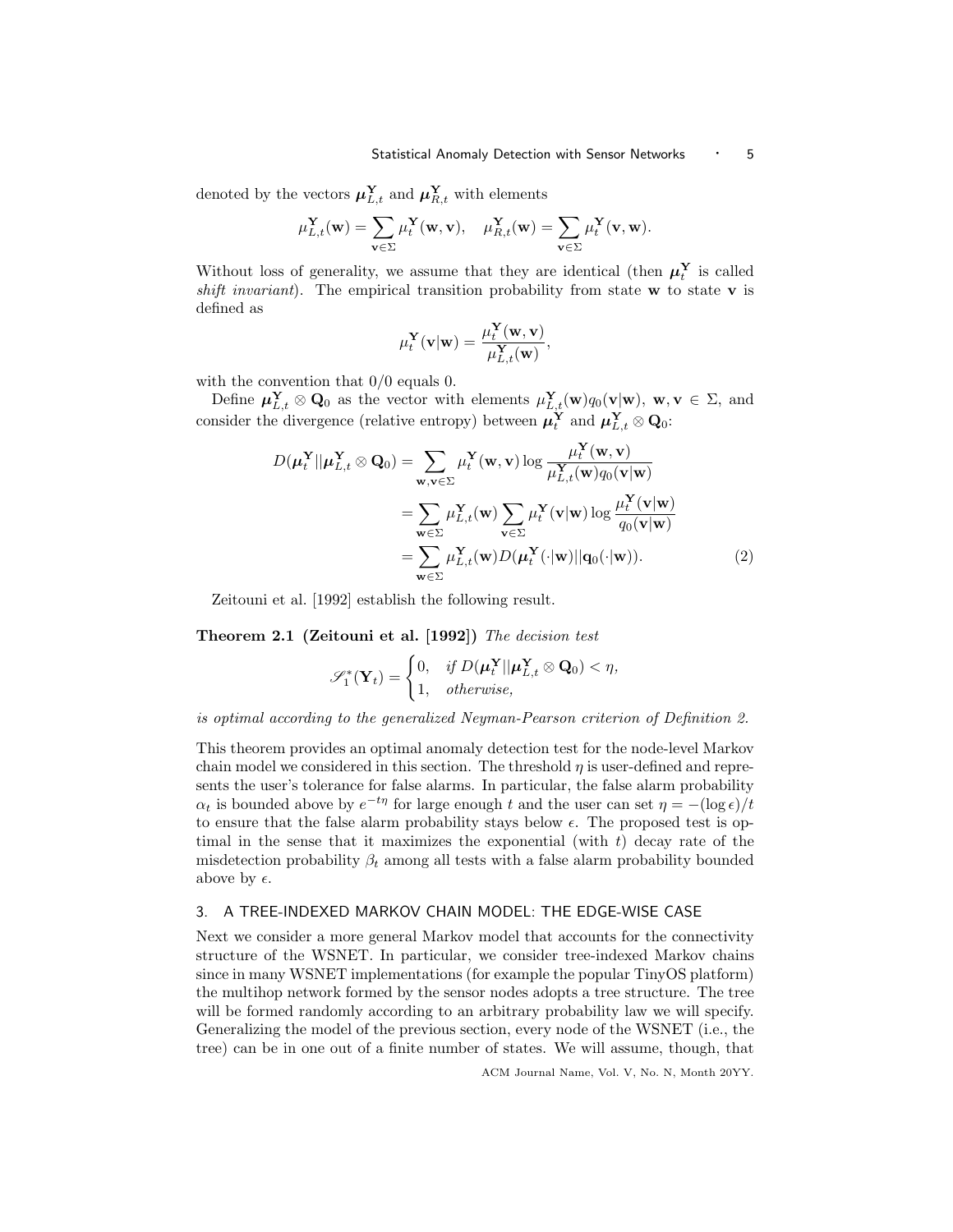denoted by the vectors $\boldsymbol{\mu}_{L,t}^{\mathbf{Y}}$ and $\boldsymbol{\mu}_{R,t}^{\mathbf{Y}}$ with elements

$$\mu_{L,t}^{\mathbf{Y}}(\mathbf{w}) = \sum_{\mathbf{v}\in\Sigma} \mu_t^{\mathbf{Y}}(\mathbf{w},\mathbf{v}), \quad \mu_{R,t}^{\mathbf{Y}}(\mathbf{w}) = \sum_{\mathbf{v}\in\Sigma} \mu_t^{\mathbf{Y}}(\mathbf{v},\mathbf{w}).$$

Without loss of generality, we assume that they are identical (then $\boldsymbol{\mu}_t^{\mathbf{Y}}$ is called *shift invariant*). The empirical transition probability from state $\mathbf{w}$ to state $\mathbf{v}$ is defined as

$$\mu_t^{\mathbf{Y}}(\mathbf{v}|\mathbf{w}) = \frac{\mu_t^{\mathbf{Y}}(\mathbf{w},\mathbf{v})}{\mu_{L,t}^{\mathbf{Y}}(\mathbf{w})},$$

with the convention that 0/0 equals 0.

Define $\boldsymbol{\mu}_{L,t}^{\mathbf{Y}} \otimes \mathbf{Q}_0$ as the vector with elements $\mu_{L,t}^{\mathbf{Y}}(\mathbf{w}) q_0(\mathbf{v}|\mathbf{w})$, $\mathbf{w},\mathbf{v} \in \Sigma$, and consider the divergence (relative entropy) between $\boldsymbol{\mu}_t^{\mathbf{Y}}$ and $\boldsymbol{\mu}_{L,t}^{\mathbf{Y}} \otimes \mathbf{Q}_0$:

$$\begin{aligned}
D(\boldsymbol{\mu}_t^{\mathbf{Y}} || \boldsymbol{\mu}_{L,t}^{\mathbf{Y}} \otimes \mathbf{Q}_0) &= \sum_{\mathbf{w},\mathbf{v}\in\Sigma} \mu_t^{\mathbf{Y}}(\mathbf{w},\mathbf{v}) \log \frac{\mu_t^{\mathbf{Y}}(\mathbf{w},\mathbf{v})}{\mu_{L,t}^{\mathbf{Y}}(\mathbf{w}) q_0(\mathbf{v}|\mathbf{w})} \\
&= \sum_{\mathbf{w}\in\Sigma} \mu_{L,t}^{\mathbf{Y}}(\mathbf{w}) \sum_{\mathbf{v}\in\Sigma} \mu_t^{\mathbf{Y}}(\mathbf{v}|\mathbf{w}) \log \frac{\mu_t^{\mathbf{Y}}(\mathbf{v}|\mathbf{w})}{q_0(\mathbf{v}|\mathbf{w})} \\
&= \sum_{\mathbf{w}\in\Sigma} \mu_{L,t}^{\mathbf{Y}}(\mathbf{w}) D(\boldsymbol{\mu}_t^{\mathbf{Y}}(\cdot|\mathbf{w}) || \mathbf{q}_0(\cdot|\mathbf{w})).
\end{aligned} \tag{2}$$

Zeitouni et al. [1992] establish the following result.

**Theorem 2.1 (Zeitouni et al. [1992])** *The decision test*

$$\mathscr{S}_1^*(\mathbf{Y}_t) = \begin{cases} 0, & \text{if } D(\boldsymbol{\mu}_t^{\mathbf{Y}} || \boldsymbol{\mu}_{L,t}^{\mathbf{Y}} \otimes \mathbf{Q}_0) < \eta, \\ 1, & \text{otherwise,} \end{cases}$$

*is optimal according to the generalized Neyman-Pearson criterion of Definition 2.*

This theorem provides an optimal anomaly detection test for the node-level Markov chain model we considered in this section. The threshold $\eta$ is user-defined and represents the user's tolerance for false alarms. In particular, the false alarm probability $\alpha_t$ is bounded above by $e^{-t\eta}$ for large enough $t$ and the user can set $\eta = -(\log \epsilon)/t$ to ensure that the false alarm probability stays below $\epsilon$. The proposed test is optimal in the sense that it maximizes the exponential (with $t$) decay rate of the misdetection probability $\beta_t$ among all tests with a false alarm probability bounded above by $\epsilon$.

## 3. A TREE-INDEXED MARKOV CHAIN MODEL: THE EDGE-WISE CASE

Next we consider a more general Markov model that accounts for the connectivity structure of the WSNET. In particular, we consider tree-indexed Markov chains since in many WSNET implementations (for example the popular TinyOS platform) the multihop network formed by the sensor nodes adopts a tree structure. The tree will be formed randomly according to an arbitrary probability law we will specify. Generalizing the model of the previous section, every node of the WSNET (i.e., the tree) can be in one out of a finite number of states. We will assume, though, that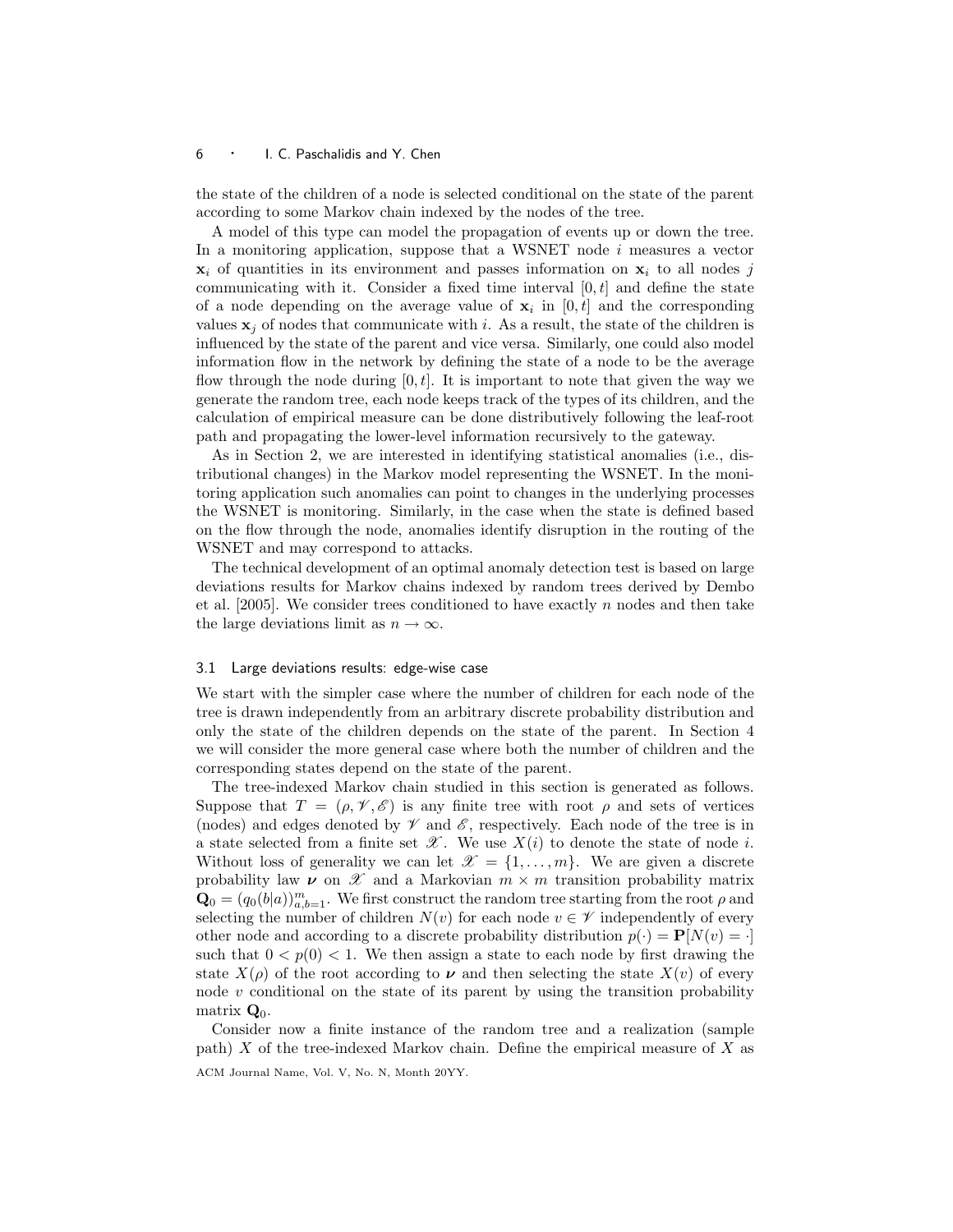the state of the children of a node is selected conditional on the state of the parent according to some Markov chain indexed by the nodes of the tree.

A model of this type can model the propagation of events up or down the tree. In a monitoring application, suppose that a WSNET node $i$ measures a vector $\mathbf{x}_i$ of quantities in its environment and passes information on $\mathbf{x}_i$ to all nodes $j$ communicating with it. Consider a fixed time interval $[0,t]$ and define the state of a node depending on the average value of $\mathbf{x}_i$ in $[0,t]$ and the corresponding values $\mathbf{x}_j$ of nodes that communicate with $i$. As a result, the state of the children is influenced by the state of the parent and vice versa. Similarly, one could also model information flow in the network by defining the state of a node to be the average flow through the node during $[0,t]$. It is important to note that given the way we generate the random tree, each node keeps track of the types of its children, and the calculation of empirical measure can be done distributively following the leaf-root path and propagating the lower-level information recursively to the gateway.

As in Section 2, we are interested in identifying statistical anomalies (i.e., distributional changes) in the Markov model representing the WSNET. In the monitoring application such anomalies can point to changes in the underlying processes the WSNET is monitoring. Similarly, in the case when the state is defined based on the flow through the node, anomalies identify disruption in the routing of the WSNET and may correspond to attacks.

The technical development of an optimal anomaly detection test is based on large deviations results for Markov chains indexed by random trees derived by Dembo et al. [2005]. We consider trees conditioned to have exactly $n$ nodes and then take the large deviations limit as $n \to \infty$.

### 3.1 Large deviations results: edge-wise case

We start with the simpler case where the number of children for each node of the tree is drawn independently from an arbitrary discrete probability distribution and only the state of the children depends on the state of the parent. In Section 4 we will consider the more general case where both the number of children and the corresponding states depend on the state of the parent.

The tree-indexed Markov chain studied in this section is generated as follows. Suppose that $T = (\rho, \mathscr{V}, \mathscr{E})$ is any finite tree with root $\rho$ and sets of vertices (nodes) and edges denoted by $\mathscr{V}$ and $\mathscr{E}$, respectively. Each node of the tree is in a state selected from a finite set $\mathscr{X}$. We use $X(i)$ to denote the state of node $i$. Without loss of generality we can let $\mathscr{X} = \{1, \ldots, m\}$. We are given a discrete probability law $\boldsymbol{\nu}$ on $\mathscr{X}$ and a Markovian $m \times m$ transition probability matrix $\mathbf{Q}_0 = (q_0(b|a))_{a,b=1}^m$. We first construct the random tree starting from the root $\rho$ and selecting the number of children $N(v)$ for each node $v \in \mathscr{V}$ independently of every other node and according to a discrete probability distribution $p(\cdot) = \mathbf{P}[N(v) = \cdot]$ such that $0 < p(0) < 1$. We then assign a state to each node by first drawing the state $X(\rho)$ of the root according to $\boldsymbol{\nu}$ and then selecting the state $X(v)$ of every node $v$ conditional on the state of its parent by using the transition probability matrix $\mathbf{Q}_0$.

Consider now a finite instance of the random tree and a realization (sample path) $X$ of the tree-indexed Markov chain. Define the empirical measure of $X$ as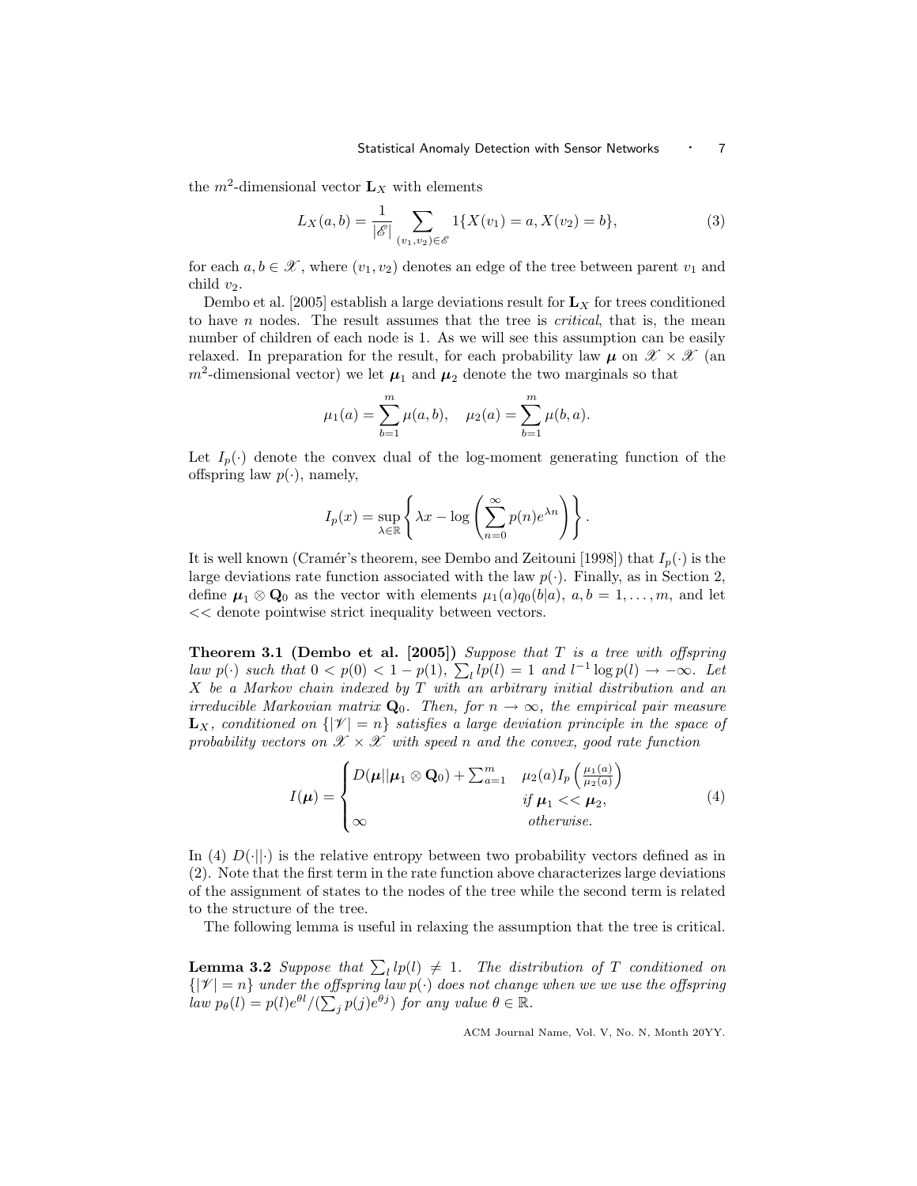the $m^2$-dimensional vector $\mathbf{L}_X$ with elements

$$L_X(a,b) = \frac{1}{|\mathscr{E}|} \sum_{(v_1,v_2)\in\mathscr{E}} 1\{X(v_1)=a, X(v_2)=b\}, \tag{3}$$

for each $a, b \in \mathscr{X}$, where $(v_1, v_2)$ denotes an edge of the tree between parent $v_1$ and child $v_2$.

Dembo et al. [2005] establish a large deviations result for $\mathbf{L}_X$ for trees conditioned to have $n$ nodes. The result assumes that the tree is *critical*, that is, the mean number of children of each node is 1. As we will see this assumption can be easily relaxed. In preparation for the result, for each probability law $\boldsymbol{\mu}$ on $\mathscr{X} \times \mathscr{X}$ (an $m^2$-dimensional vector) we let $\boldsymbol{\mu}_1$ and $\boldsymbol{\mu}_2$ denote the two marginals so that

$$\mu_1(a) = \sum_{b=1}^{m} \mu(a,b), \quad \mu_2(a) = \sum_{b=1}^{m} \mu(b,a).$$

Let $I_p(\cdot)$ denote the convex dual of the log-moment generating function of the offspring law $p(\cdot)$, namely,

$$I_p(x) = \sup_{\lambda\in\mathbb{R}} \left\{ \lambda x - \log\left( \sum_{n=0}^{\infty} p(n) e^{\lambda n} \right) \right\}.$$

It is well known (Cramér's theorem, see Dembo and Zeitouni [1998]) that $I_p(\cdot)$ is the large deviations rate function associated with the law $p(\cdot)$. Finally, as in Section 2, define $\boldsymbol{\mu}_1 \otimes \mathbf{Q}_0$ as the vector with elements $\mu_1(a) q_0(b|a)$, $a, b = 1, \ldots, m$, and let $<<$ denote pointwise strict inequality between vectors.

**Theorem 3.1 (Dembo et al. [2005])** *Suppose that $T$ is a tree with offspring law $p(\cdot)$ such that $0 < p(0) < 1 - p(1)$, $\sum_l lp(l) = 1$ and $l^{-1} \log p(l) \to -\infty$. Let $X$ be a Markov chain indexed by $T$ with an arbitrary initial distribution and an irreducible Markovian matrix $\mathbf{Q}_0$. Then, for $n \to \infty$, the empirical pair measure $\mathbf{L}_X$, conditioned on $\{|\mathscr{V}| = n\}$ satisfies a large deviation principle in the space of probability vectors on $\mathscr{X} \times \mathscr{X}$ with speed $n$ and the convex, good rate function*

$$I(\boldsymbol{\mu}) = \begin{cases} D(\boldsymbol{\mu}||\boldsymbol{\mu}_1 \otimes \mathbf{Q}_0) + \sum_{a=1}^{m} \mu_2(a) I_p\left(\frac{\mu_1(a)}{\mu_2(a)}\right) & \\ \qquad\qquad\qquad\qquad \text{if } \boldsymbol{\mu}_1 << \boldsymbol{\mu}_2, & \\ \infty \qquad\qquad\qquad\qquad \text{otherwise.} & \end{cases} \tag{4}$$

In (4) $D(\cdot||\cdot)$ is the relative entropy between two probability vectors defined as in (2). Note that the first term in the rate function above characterizes large deviations of the assignment of states to the nodes of the tree while the second term is related to the structure of the tree.

The following lemma is useful in relaxing the assumption that the tree is critical.

**Lemma 3.2** *Suppose that $\sum_l lp(l) \neq 1$. The distribution of $T$ conditioned on $\{|\mathscr{V}| = n\}$ under the offspring law $p(\cdot)$ does not change when we we use the offspring law $p_\theta(l) = p(l)e^{\theta l}/(\sum_j p(j)e^{\theta j})$ for any value $\theta \in \mathbb{R}$.*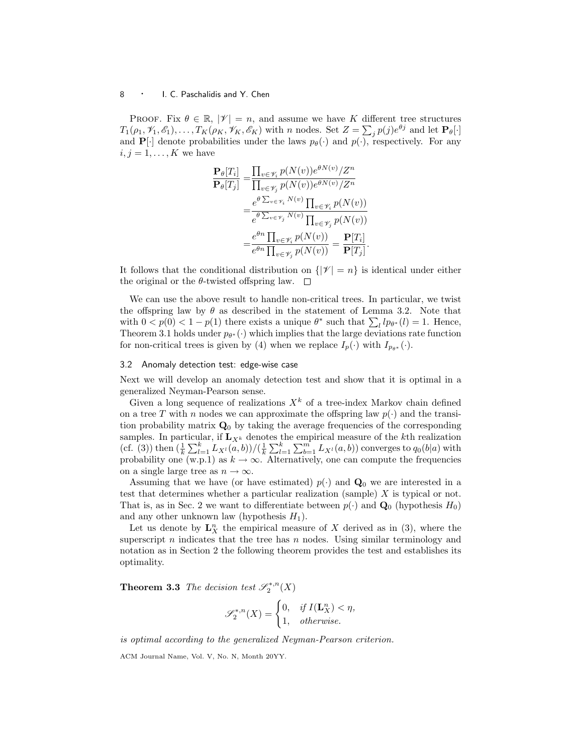PROOF. Fix $\theta \in \mathbb{R}$, $|\mathscr{V}| = n$, and assume we have $K$ different tree structures $T_1(\rho_1, \mathscr{V}_1, \mathscr{E}_1), \ldots, T_K(\rho_K, \mathscr{V}_K, \mathscr{E}_K)$ with $n$ nodes. Set $Z = \sum_j p(j)e^{\theta j}$ and let $\mathbf{P}_\theta[\cdot]$ and $\mathbf{P}[\cdot]$ denote probabilities under the laws $p_\theta(\cdot)$ and $p(\cdot)$, respectively. For any $i, j = 1, \ldots, K$ we have

$$
\begin{aligned}
\frac{\mathbf{P}_\theta[T_i]}{\mathbf{P}_\theta[T_j]} &= \frac{\prod_{v \in \mathscr{V}_i} p(N(v)) e^{\theta N(v)}/Z^n}{\prod_{v \in \mathscr{V}_j} p(N(v)) e^{\theta N(v)}/Z^n} \\
&= \frac{e^{\theta \sum_{v \in \mathscr{V}_i} N(v)} \prod_{v \in \mathscr{V}_i} p(N(v))}{e^{\theta \sum_{v \in \mathscr{V}_j} N(v)} \prod_{v \in \mathscr{V}_j} p(N(v))} \\
&= \frac{e^{\theta n} \prod_{v \in \mathscr{V}_i} p(N(v))}{e^{\theta n} \prod_{v \in \mathscr{V}_j} p(N(v))} = \frac{\mathbf{P}[T_i]}{\mathbf{P}[T_j]}.
\end{aligned}
$$

It follows that the conditional distribution on $\{|\mathscr{V}| = n\}$ is identical under either the original or the $\theta$-twisted offspring law. $\square$

We can use the above result to handle non-critical trees. In particular, we twist the offspring law by $\theta$ as described in the statement of Lemma 3.2. Note that with $0 < p(0) < 1 - p(1)$ there exists a unique $\theta^*$ such that $\sum_l l p_{\theta^*}(l) = 1$. Hence, Theorem 3.1 holds under $p_{\theta^*}(\cdot)$ which implies that the large deviations rate function for non-critical trees is given by (4) when we replace $I_p(\cdot)$ with $I_{p_{\theta^*}}(\cdot)$.

### 3.2 Anomaly detection test: edge-wise case

Next we will develop an anomaly detection test and show that it is optimal in a generalized Neyman-Pearson sense.

Given a long sequence of realizations $X^k$ of a tree-index Markov chain defined on a tree $T$ with $n$ nodes we can approximate the offspring law $p(\cdot)$ and the transition probability matrix $\mathbf{Q}_0$ by taking the average frequencies of the corresponding samples. In particular, if $\mathbf{L}_{X^k}$ denotes the empirical measure of the $k$th realization (cf. (3)) then $(\frac{1}{k}\sum_{l=1}^{k} L_{X^l}(a,b))/(\frac{1}{k}\sum_{l=1}^{k}\sum_{b=1}^{m} L_{X^l}(a,b))$ converges to $q_0(b|a)$ with probability one (w.p.1) as $k \to \infty$. Alternatively, one can compute the frequencies on a single large tree as $n \to \infty$.

Assuming that we have (or have estimated) $p(\cdot)$ and $\mathbf{Q}_0$ we are interested in a test that determines whether a particular realization (sample) $X$ is typical or not. That is, as in Sec. 2 we want to differentiate between $p(\cdot)$ and $\mathbf{Q}_0$ (hypothesis $H_0$) and any other unknown law (hypothesis $H_1$).

Let us denote by $\mathbf{L}_X^n$ the empirical measure of $X$ derived as in (3), where the superscript $n$ indicates that the tree has $n$ nodes. Using similar terminology and notation as in Section 2 the following theorem provides the test and establishes its optimality.

**Theorem 3.3** *The decision test* $\mathscr{S}_2^{*,n}(X)$

$$
\mathscr{S}_2^{*,n}(X) = \begin{cases} 0, & \text{if } I(\mathbf{L}_X^n) < \eta, \\ 1, & \text{otherwise.} \end{cases}
$$

*is optimal according to the generalized Neyman-Pearson criterion.*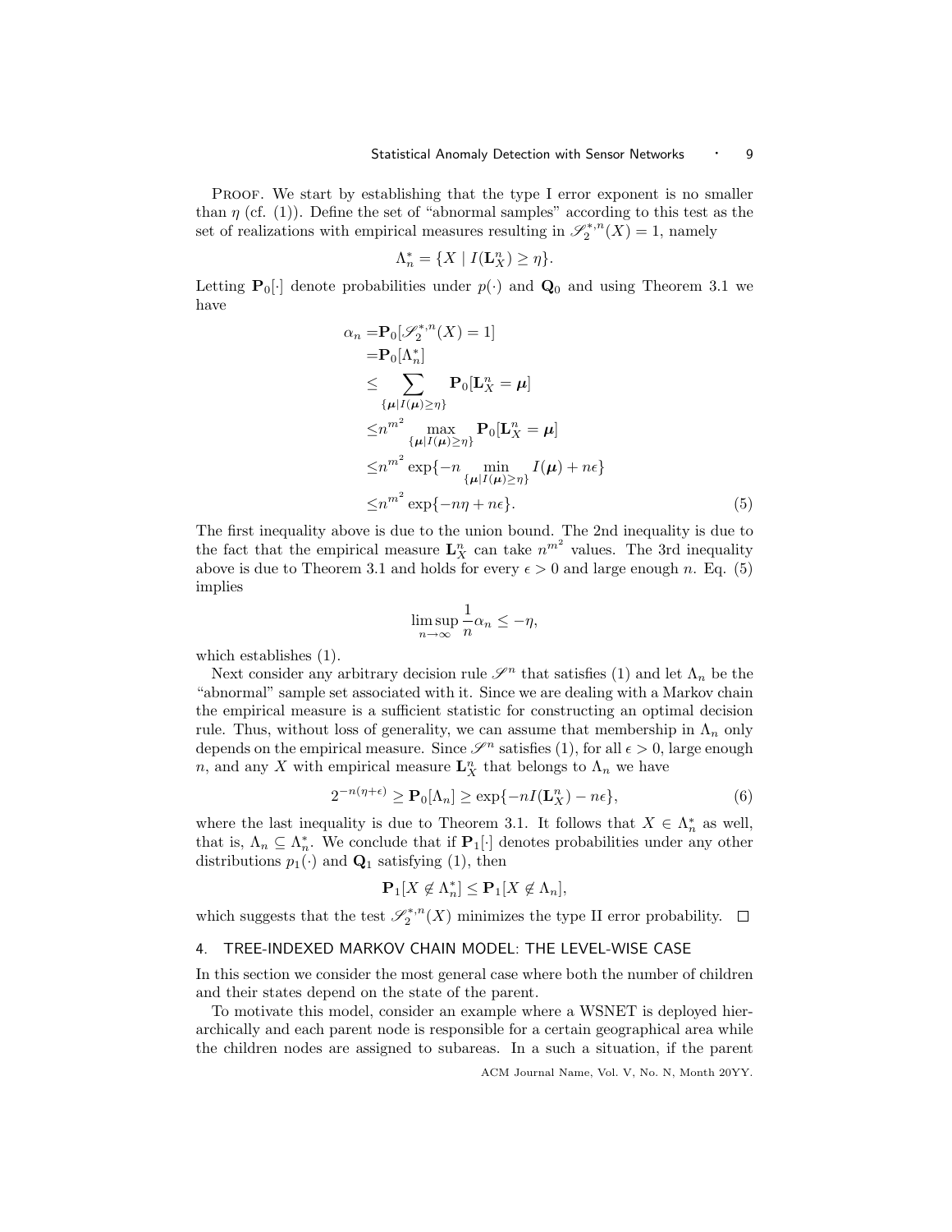Proof. We start by establishing that the type I error exponent is no smaller than $\eta$ (cf. (1)). Define the set of "abnormal samples" according to this test as the set of realizations with empirical measures resulting in $\mathscr{S}_2^{*,n}(X) = 1$, namely

$$\Lambda_n^* = \{X \mid I(\mathbf{L}_X^n) \geq \eta\}.$$

Letting $\mathbf{P}_0[\cdot]$ denote probabilities under $p(\cdot)$ and $\mathbf{Q}_0$ and using Theorem 3.1 we have

$$\begin{aligned}
\alpha_n =& \mathbf{P}_0[\mathscr{S}_2^{*,n}(X) = 1] \\
=& \mathbf{P}_0[\Lambda_n^*] \\
\leq & \sum_{\{\boldsymbol{\mu} | I(\boldsymbol{\mu}) \geq \eta\}} \mathbf{P}_0[\mathbf{L}_X^n = \boldsymbol{\mu}] \\
\leq & n^{m^2} \max_{\{\boldsymbol{\mu} | I(\boldsymbol{\mu}) \geq \eta\}} \mathbf{P}_0[\mathbf{L}_X^n = \boldsymbol{\mu}] \\
\leq & n^{m^2} \exp\{-n \min_{\{\boldsymbol{\mu} | I(\boldsymbol{\mu}) \geq \eta\}} I(\boldsymbol{\mu}) + n\epsilon\} \\
\leq & n^{m^2} \exp\{-n\eta + n\epsilon\}.
\end{aligned} \tag{5}$$

The first inequality above is due to the union bound. The 2nd inequality is due to the fact that the empirical measure $\mathbf{L}_X^n$ can take $n^{m^2}$ values. The 3rd inequality above is due to Theorem 3.1 and holds for every $\epsilon > 0$ and large enough $n$. Eq. (5) implies

$$\limsup_{n \to \infty} \frac{1}{n} \alpha_n \leq -\eta,$$

which establishes (1).

Next consider any arbitrary decision rule $\mathscr{S}^n$ that satisfies (1) and let $\Lambda_n$ be the "abnormal" sample set associated with it. Since we are dealing with a Markov chain the empirical measure is a sufficient statistic for constructing an optimal decision rule. Thus, without loss of generality, we can assume that membership in $\Lambda_n$ only depends on the empirical measure. Since $\mathscr{S}^n$ satisfies (1), for all $\epsilon > 0$, large enough $n$, and any $X$ with empirical measure $\mathbf{L}_X^n$ that belongs to $\Lambda_n$ we have

$$2^{-n(\eta+\epsilon)} \geq \mathbf{P}_0[\Lambda_n] \geq \exp\{-nI(\mathbf{L}_X^n) - n\epsilon\}, \tag{6}$$

where the last inequality is due to Theorem 3.1. It follows that $X \in \Lambda_n^*$ as well, that is, $\Lambda_n \subseteq \Lambda_n^*$. We conclude that if $\mathbf{P}_1[\cdot]$ denotes probabilities under any other distributions $p_1(\cdot)$ and $\mathbf{Q}_1$ satisfying (1), then

$$\mathbf{P}_1[X \notin \Lambda_n^*] \leq \mathbf{P}_1[X \notin \Lambda_n],$$

which suggests that the test $\mathscr{S}_2^{*,n}(X)$ minimizes the type II error probability. $\square$

## 4. TREE-INDEXED MARKOV CHAIN MODEL: THE LEVEL-WISE CASE

In this section we consider the most general case where both the number of children and their states depend on the state of the parent.

To motivate this model, consider an example where a WSNET is deployed hierarchically and each parent node is responsible for a certain geographical area while the children nodes are assigned to subareas. In a such a situation, if the parent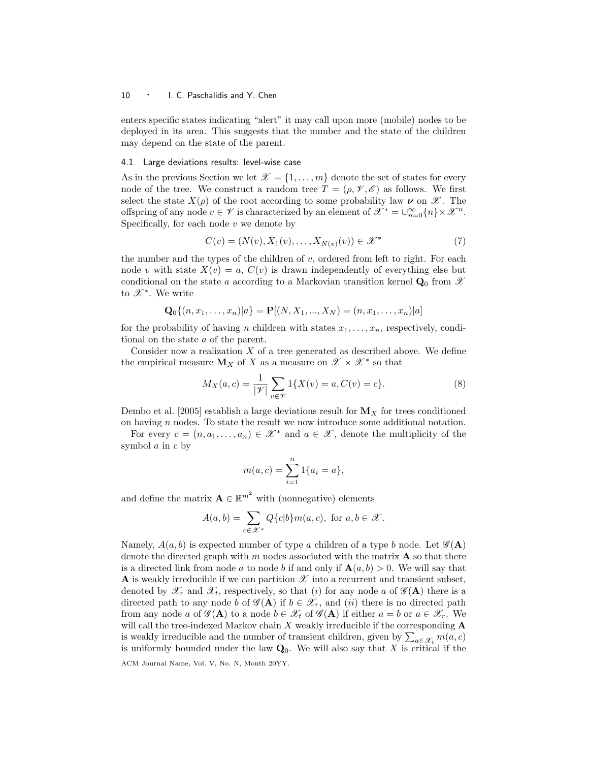enters specific states indicating "alert" it may call upon more (mobile) nodes to be deployed in its area. This suggests that the number and the state of the children may depend on the state of the parent.

### 4.1 Large deviations results: level-wise case

As in the previous Section we let $\mathscr{X} = \{1, \dots, m\}$ denote the set of states for every node of the tree. We construct a random tree $T = (\rho, \mathscr{V}, \mathscr{E})$ as follows. We first select the state $X(\rho)$ of the root according to some probability law $\boldsymbol{\nu}$ on $\mathscr{X}$. The offspring of any node $v \in \mathscr{V}$ is characterized by an element of $\mathscr{X}^* = \cup_{n=0}^{\infty} \{n\} \times \mathscr{X}^n$. Specifically, for each node $v$ we denote by

$$C(v) = (N(v), X_1(v), \dots, X_{N(v)}(v)) \in \mathscr{X}^* \tag{7}$$

the number and the types of the children of $v$, ordered from left to right. For each node $v$ with state $X(v) = a$, $C(v)$ is drawn independently of everything else but conditional on the state $a$ according to a Markovian transition kernel $\mathbf{Q}_0$ from $\mathscr{X}$ to $\mathscr{X}^*$. We write

$$\mathbf{Q}_0\{(n, x_1, \dots, x_n)|a\} = \mathbf{P}[(N, X_1, ..., X_N) = (n, x_1, \dots, x_n)|a]$$

for the probability of having $n$ children with states $x_1, \dots, x_n$, respectively, conditional on the state $a$ of the parent.

Consider now a realization $X$ of a tree generated as described above. We define the empirical measure $\mathbf{M}_X$ of $X$ as a measure on $\mathscr{X} \times \mathscr{X}^*$ so that

$$M_X(a, c) = \frac{1}{|\mathscr{V}|} \sum_{v \in \mathscr{V}} 1\{X(v) = a, C(v) = c\}. \tag{8}$$

Dembo et al. [2005] establish a large deviations result for $\mathbf{M}_X$ for trees conditioned on having $n$ nodes. To state the result we now introduce some additional notation.

For every $c = (n, a_1, \dots, a_n) \in \mathscr{X}^*$ and $a \in \mathscr{X}$, denote the multiplicity of the symbol $a$ in $c$ by

$$m(a, c) = \sum_{i=1}^{n} 1\{a_i = a\},$$

and define the matrix $\mathbf{A} \in \mathbb{R}^{m^2}$ with (nonnegative) elements

$$A(a, b) = \sum_{c \in \mathscr{X}^*} Q\{c|b\} m(a, c), \text{ for } a, b \in \mathscr{X}.$$

Namely, $A(a, b)$ is expected number of type $a$ children of a type $b$ node. Let $\mathscr{G}(\mathbf{A})$ denote the directed graph with $m$ nodes associated with the matrix $\mathbf{A}$ so that there is a directed link from node $a$ to node $b$ if and only if $\mathbf{A}(a, b) > 0$. We will say that $\mathbf{A}$ is weakly irreducible if we can partition $\mathscr{X}$ into a recurrent and transient subset, denoted by $\mathscr{X}_r$ and $\mathscr{X}_t$, respectively, so that $(i)$ for any node $a$ of $\mathscr{G}(\mathbf{A})$ there is a directed path to any node $b$ of $\mathscr{G}(\mathbf{A})$ if $b \in \mathscr{X}_r$, and $(ii)$ there is no directed path from any node $a$ of $\mathscr{G}(\mathbf{A})$ to a node $b \in \mathscr{X}_t$ of $\mathscr{G}(\mathbf{A})$ if either $a = b$ or $a \in \mathscr{X}_r$. We will call the tree-indexed Markov chain $X$ weakly irreducible if the corresponding $\mathbf{A}$ is weakly irreducible and the number of transient children, given by $\sum_{a \in \mathscr{X}_t} m(a, c)$ is uniformly bounded under the law $\mathbf{Q}_0$. We will also say that $X$ is critical if the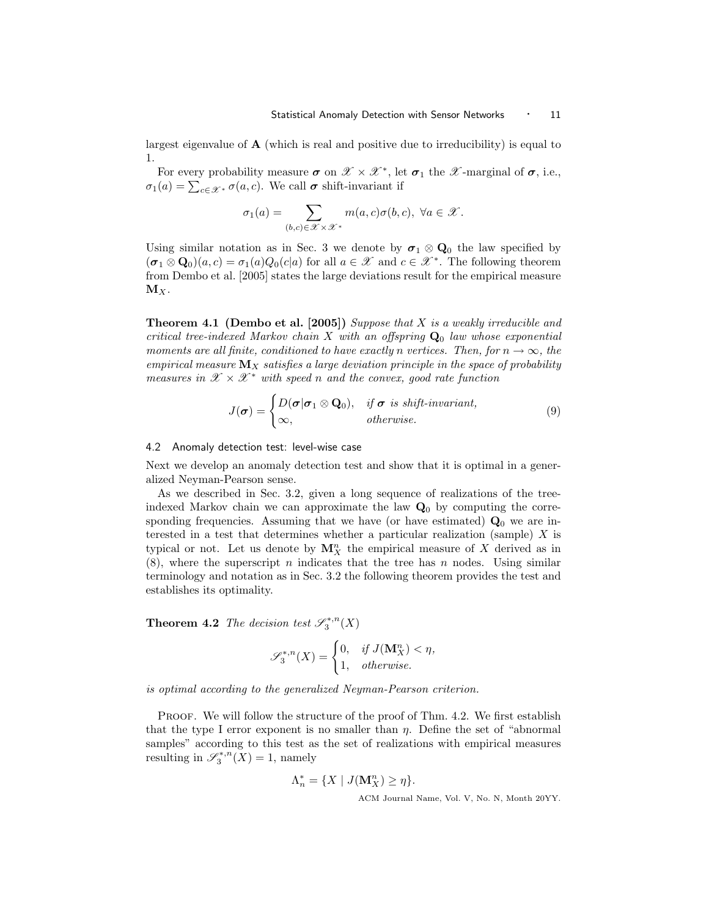largest eigenvalue of $\mathbf{A}$ (which is real and positive due to irreducibility) is equal to 1.

For every probability measure $\boldsymbol{\sigma}$ on $\mathscr{X} \times \mathscr{X}^*$, let $\boldsymbol{\sigma}_1$ the $\mathscr{X}$-marginal of $\boldsymbol{\sigma}$, i.e., $\sigma_1(a) = \sum_{c \in \mathscr{X}^*} \sigma(a, c)$. We call $\boldsymbol{\sigma}$ shift-invariant if

$$\sigma_1(a) = \sum_{(b,c) \in \mathscr{X} \times \mathscr{X}^*} m(a, c)\sigma(b, c), \ \forall a \in \mathscr{X}.$$

Using similar notation as in Sec. 3 we denote by $\boldsymbol{\sigma}_1 \otimes \mathbf{Q}_0$ the law specified by $(\boldsymbol{\sigma}_1 \otimes \mathbf{Q}_0)(a, c) = \sigma_1(a) Q_0(c|a)$ for all $a \in \mathscr{X}$ and $c \in \mathscr{X}^*$. The following theorem from Dembo et al. [2005] states the large deviations result for the empirical measure $\mathbf{M}_X$.

**Theorem 4.1 (Dembo et al. [2005])** *Suppose that $X$ is a weakly irreducible and critical tree-indexed Markov chain $X$ with an offspring $\mathbf{Q}_0$ law whose exponential moments are all finite, conditioned to have exactly n vertices. Then, for $n \to \infty$, the empirical measure $\mathbf{M}_X$ satisfies a large deviation principle in the space of probability measures in $\mathscr{X} \times \mathscr{X}^*$ with speed n and the convex, good rate function*

$$J(\boldsymbol{\sigma}) = \begin{cases} D(\boldsymbol{\sigma} | \boldsymbol{\sigma}_1 \otimes \mathbf{Q}_0), & \text{if } \boldsymbol{\sigma} \text{ is shift-invariant,} \\ \infty, & \text{otherwise.} \end{cases} \tag{9}$$

### 4.2 Anomaly detection test: level-wise case

Next we develop an anomaly detection test and show that it is optimal in a generalized Neyman-Pearson sense.

As we described in Sec. 3.2, given a long sequence of realizations of the tree-indexed Markov chain we can approximate the law $\mathbf{Q}_0$ by computing the corresponding frequencies. Assuming that we have (or have estimated) $\mathbf{Q}_0$ we are interested in a test that determines whether a particular realization (sample) $X$ is typical or not. Let us denote by $\mathbf{M}_X^n$ the empirical measure of $X$ derived as in (8), where the superscript $n$ indicates that the tree has $n$ nodes. Using similar terminology and notation as in Sec. 3.2 the following theorem provides the test and establishes its optimality.

**Theorem 4.2** *The decision test $\mathscr{S}_3^{*,n}(X)$*

$$\mathscr{S}_3^{*,n}(X) = \begin{cases} 0, & \text{if } J(\mathbf{M}_X^n) < \eta, \\ 1, & \text{otherwise.} \end{cases}$$

*is optimal according to the generalized Neyman-Pearson criterion.*

Proof. We will follow the structure of the proof of Thm. 4.2. We first establish that the type I error exponent is no smaller than $\eta$. Define the set of "abnormal samples" according to this test as the set of realizations with empirical measures resulting in $\mathscr{S}_3^{*,n}(X) = 1$, namely

$$\Lambda_n^* = \{X \mid J(\mathbf{M}_X^n) \geq \eta\}.$$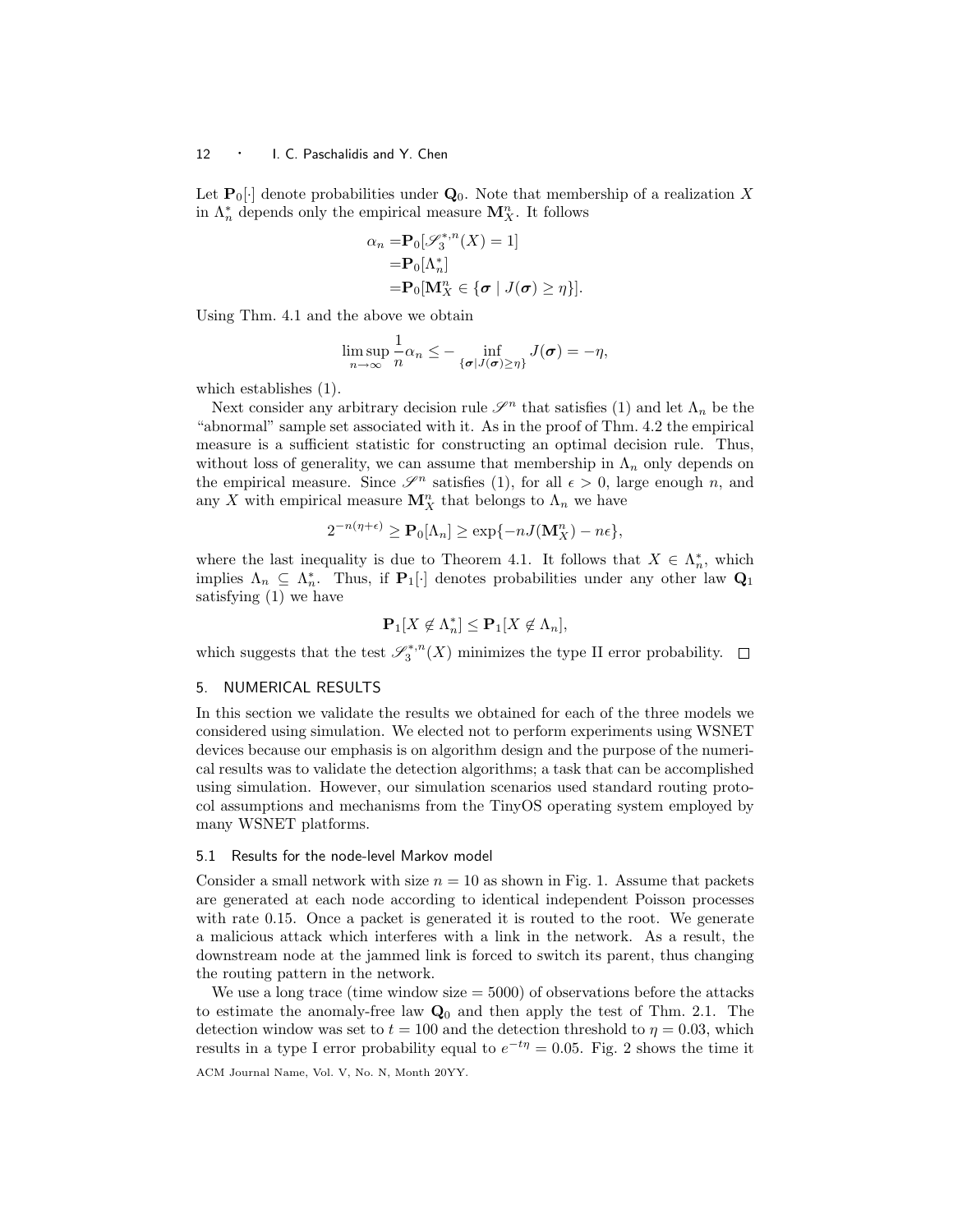Let $\mathbf{P}_0[\cdot]$ denote probabilities under $\mathbf{Q}_0$. Note that membership of a realization $X$ in $\Lambda_n^*$ depends only the empirical measure $\mathbf{M}_X^n$. It follows

$$
\begin{aligned}
\alpha_n =& \mathbf{P}_0[\mathscr{S}_3^{*,n}(X) = 1] \\
=& \mathbf{P}_0[\Lambda_n^*] \\
=& \mathbf{P}_0[\mathbf{M}_X^n \in \{\boldsymbol{\sigma} \mid J(\boldsymbol{\sigma}) \geq \eta\}].
\end{aligned}
$$

Using Thm. 4.1 and the above we obtain

$$
\limsup_{n\to\infty} \frac{1}{n}\alpha_n \leq - \inf_{\{\boldsymbol{\sigma} \mid J(\boldsymbol{\sigma}) \geq \eta\}} J(\boldsymbol{\sigma}) = -\eta,
$$

which establishes (1).

Next consider any arbitrary decision rule $\mathscr{S}^n$ that satisfies (1) and let $\Lambda_n$ be the "abnormal" sample set associated with it. As in the proof of Thm. 4.2 the empirical measure is a sufficient statistic for constructing an optimal decision rule. Thus, without loss of generality, we can assume that membership in $\Lambda_n$ only depends on the empirical measure. Since $\mathscr{S}^n$ satisfies (1), for all $\epsilon > 0$, large enough $n$, and any $X$ with empirical measure $\mathbf{M}_X^n$ that belongs to $\Lambda_n$ we have

$$
2^{-n(\eta+\epsilon)} \geq \mathbf{P}_0[\Lambda_n] \geq \exp\{-nJ(\mathbf{M}_X^n) - n\epsilon\},
$$

where the last inequality is due to Theorem 4.1. It follows that $X \in \Lambda_n^*$, which implies $\Lambda_n \subseteq \Lambda_n^*$. Thus, if $\mathbf{P}_1[\cdot]$ denotes probabilities under any other law $\mathbf{Q}_1$ satisfying (1) we have

$$
\mathbf{P}_1[X \notin \Lambda_n^*] \leq \mathbf{P}_1[X \notin \Lambda_n],
$$

which suggests that the test $\mathscr{S}_3^{*,n}(X)$ minimizes the type II error probability. □

## 5. NUMERICAL RESULTS

In this section we validate the results we obtained for each of the three models we considered using simulation. We elected not to perform experiments using WSNET devices because our emphasis is on algorithm design and the purpose of the numerical results was to validate the detection algorithms; a task that can be accomplished using simulation. However, our simulation scenarios used standard routing protocol assumptions and mechanisms from the TinyOS operating system employed by many WSNET platforms.

### 5.1 Results for the node-level Markov model

Consider a small network with size $n = 10$ as shown in Fig. 1. Assume that packets are generated at each node according to identical independent Poisson processes with rate 0.15. Once a packet is generated it is routed to the root. We generate a malicious attack which interferes with a link in the network. As a result, the downstream node at the jammed link is forced to switch its parent, thus changing the routing pattern in the network.

We use a long trace (time window size = 5000) of observations before the attacks to estimate the anomaly-free law $\mathbf{Q}_0$ and then apply the test of Thm. 2.1. The detection window was set to $t = 100$ and the detection threshold to $\eta = 0.03$, which results in a type I error probability equal to $e^{-t\eta} = 0.05$. Fig. 2 shows the time it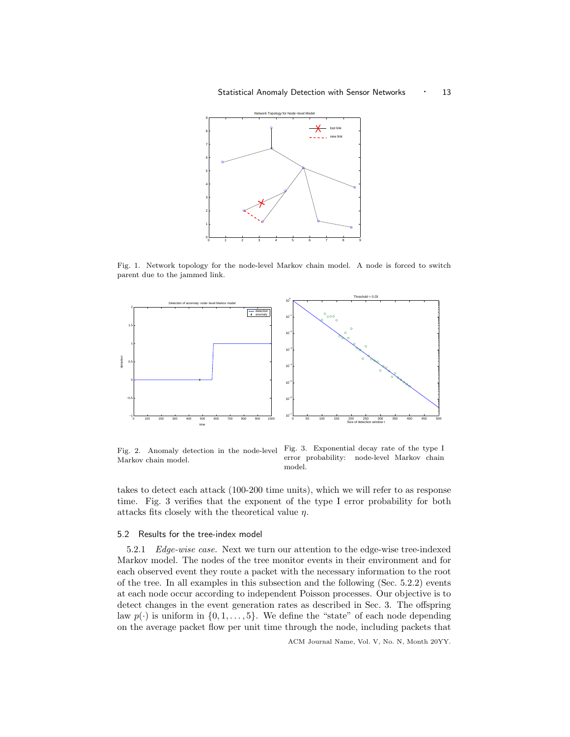Fig. 1. Network topology for the node-level Markov chain model. A node is forced to switch parent due to the jammed link.

Fig. 2. Anomaly detection in the node-level Markov chain model.

Fig. 3. Exponential decay rate of the type I error probability: node-level Markov chain model.

takes to detect each attack (100-200 time units), which we will refer to as response time. Fig. 3 verifies that the exponent of the type I error probability for both attacks fits closely with the theoretical value $\eta$.

### 5.2 Results for the tree-index model

5.2.1 *Edge-wise case.* Next we turn our attention to the edge-wise tree-indexed Markov model. The nodes of the tree monitor events in their environment and for each observed event they route a packet with the necessary information to the root of the tree. In all examples in this subsection and the following (Sec. 5.2.2) events at each node occur according to independent Poisson processes. Our objective is to detect changes in the event generation rates as described in Sec. 3. The offspring law $p(\cdot)$ is uniform in $\{0, 1, \ldots, 5\}$. We define the "state" of each node depending on the average packet flow per unit time through the node, including packets that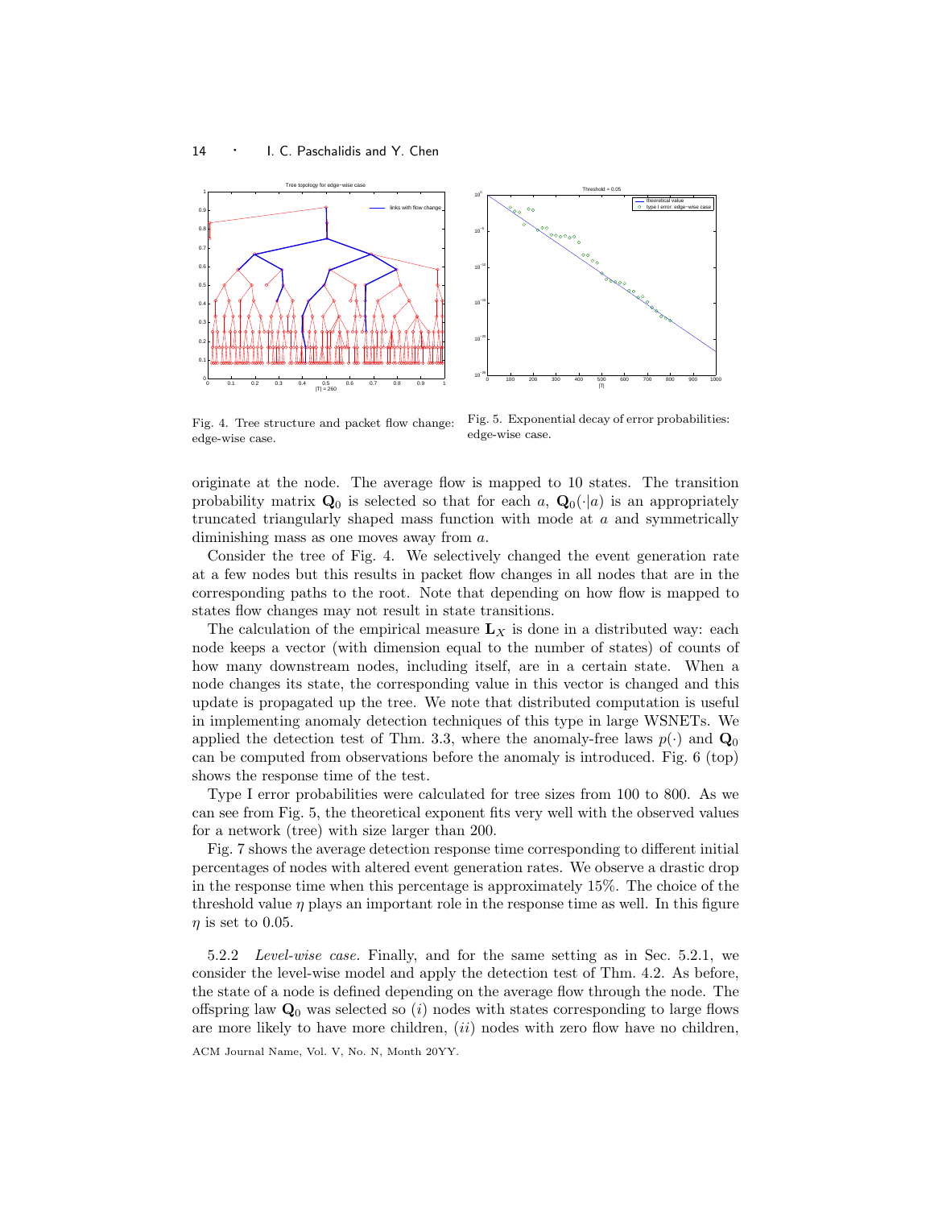Fig. 4. Tree structure and packet flow change: edge-wise case.

Fig. 5. Exponential decay of error probabilities: edge-wise case.

originate at the node. The average flow is mapped to 10 states. The transition probability matrix $\mathbf{Q}_0$ is selected so that for each $a$, $\mathbf{Q}_0(\cdot|a)$ is an appropriately truncated triangularly shaped mass function with mode at $a$ and symmetrically diminishing mass as one moves away from $a$.

Consider the tree of Fig. 4. We selectively changed the event generation rate at a few nodes but this results in packet flow changes in all nodes that are in the corresponding paths to the root. Note that depending on how flow is mapped to states flow changes may not result in state transitions.

The calculation of the empirical measure $\mathbf{L}_X$ is done in a distributed way: each node keeps a vector (with dimension equal to the number of states) of counts of how many downstream nodes, including itself, are in a certain state. When a node changes its state, the corresponding value in this vector is changed and this update is propagated up the tree. We note that distributed computation is useful in implementing anomaly detection techniques of this type in large WSNETs. We applied the detection test of Thm. 3.3, where the anomaly-free laws $p(\cdot)$ and $\mathbf{Q}_0$ can be computed from observations before the anomaly is introduced. Fig. 6 (top) shows the response time of the test.

Type I error probabilities were calculated for tree sizes from 100 to 800. As we can see from Fig. 5, the theoretical exponent fits very well with the observed values for a network (tree) with size larger than 200.

Fig. 7 shows the average detection response time corresponding to different initial percentages of nodes with altered event generation rates. We observe a drastic drop in the response time when this percentage is approximately 15%. The choice of the threshold value $\eta$ plays an important role in the response time as well. In this figure $\eta$ is set to 0.05.

5.2.2 *Level-wise case.* Finally, and for the same setting as in Sec. 5.2.1, we consider the level-wise model and apply the detection test of Thm. 4.2. As before, the state of a node is defined depending on the average flow through the node. The offspring law $\mathbf{Q}_0$ was selected so $(i)$ nodes with states corresponding to large flows are more likely to have more children, $(ii)$ nodes with zero flow have no children,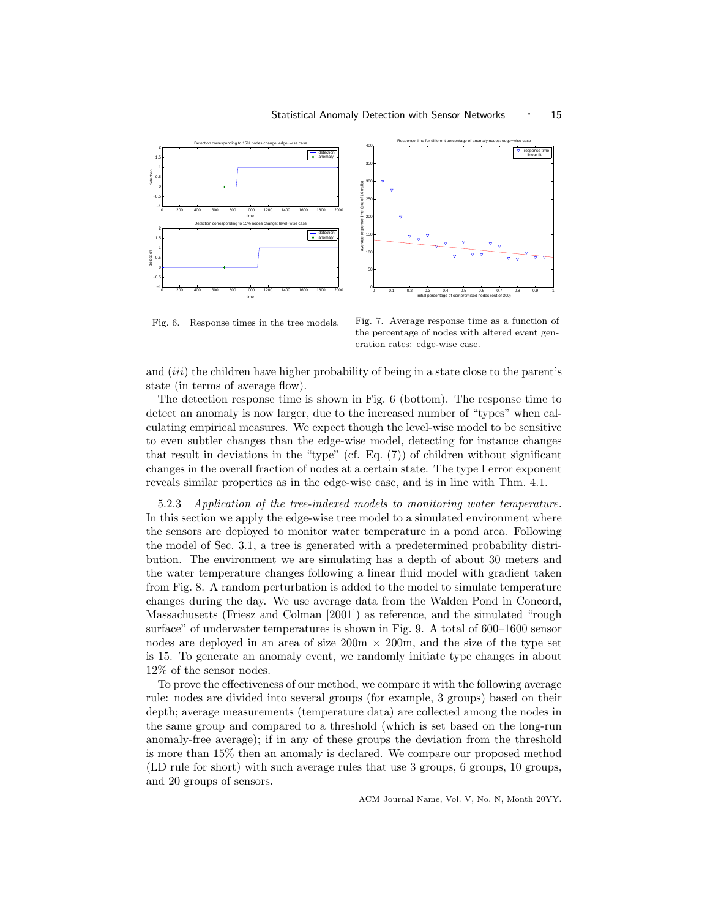Fig. 6. Response times in the tree models.

Fig. 7. Average response time as a function of the percentage of nodes with altered event generation rates: edge-wise case.

and (*iii*) the children have higher probability of being in a state close to the parent's state (in terms of average flow).

The detection response time is shown in Fig. 6 (bottom). The response time to detect an anomaly is now larger, due to the increased number of "types" when calculating empirical measures. We expect though the level-wise model to be sensitive to even subtler changes than the edge-wise model, detecting for instance changes that result in deviations in the "type" (cf. Eq. (7)) of children without significant changes in the overall fraction of nodes at a certain state. The type I error exponent reveals similar properties as in the edge-wise case, and is in line with Thm. 4.1.

5.2.3 *Application of the tree-indexed models to monitoring water temperature.* In this section we apply the edge-wise tree model to a simulated environment where the sensors are deployed to monitor water temperature in a pond area. Following the model of Sec. 3.1, a tree is generated with a predetermined probability distribution. The environment we are simulating has a depth of about 30 meters and the water temperature changes following a linear fluid model with gradient taken from Fig. 8. A random perturbation is added to the model to simulate temperature changes during the day. We use average data from the Walden Pond in Concord, Massachusetts (Friesz and Colman [2001]) as reference, and the simulated "rough surface" of underwater temperatures is shown in Fig. 9. A total of 600–1600 sensor nodes are deployed in an area of size 200m $\times$ 200m, and the size of the type set is 15. To generate an anomaly event, we randomly initiate type changes in about 12% of the sensor nodes.

To prove the effectiveness of our method, we compare it with the following average rule: nodes are divided into several groups (for example, 3 groups) based on their depth; average measurements (temperature data) are collected among the nodes in the same group and compared to a threshold (which is set based on the long-run anomaly-free average); if in any of these groups the deviation from the threshold is more than 15% then an anomaly is declared. We compare our proposed method (LD rule for short) with such average rules that use 3 groups, 6 groups, 10 groups, and 20 groups of sensors.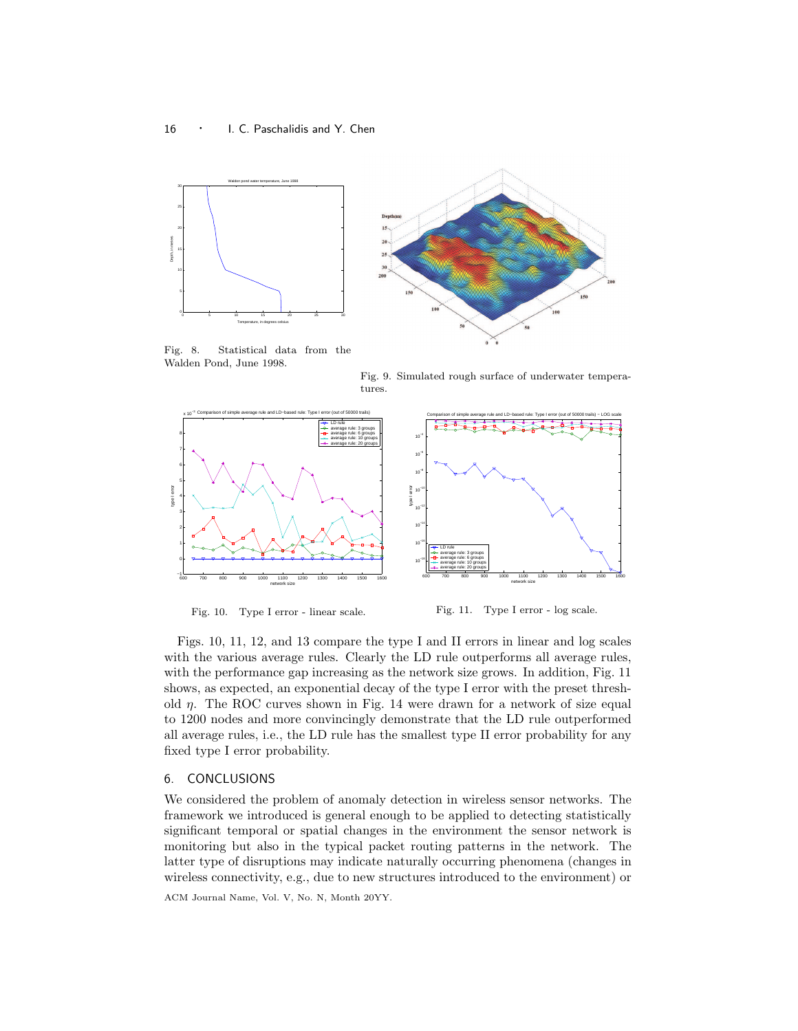Fig. 8. Statistical data from the Walden Pond, June 1998.

Fig. 9. Simulated rough surface of underwater temperatures.

Fig. 10. Type I error - linear scale.

Fig. 11. Type I error - log scale.

Figs. 10, 11, 12, and 13 compare the type I and II errors in linear and log scales with the various average rules. Clearly the LD rule outperforms all average rules, with the performance gap increasing as the network size grows. In addition, Fig. 11 shows, as expected, an exponential decay of the type I error with the preset threshold $\eta$. The ROC curves shown in Fig. 14 were drawn for a network of size equal to 1200 nodes and more convincingly demonstrate that the LD rule outperformed all average rules, i.e., the LD rule has the smallest type II error probability for any fixed type I error probability.

## 6. CONCLUSIONS

We considered the problem of anomaly detection in wireless sensor networks. The framework we introduced is general enough to be applied to detecting statistically significant temporal or spatial changes in the environment the sensor network is monitoring but also in the typical packet routing patterns in the network. The latter type of disruptions may indicate naturally occurring phenomena (changes in wireless connectivity, e.g., due to new structures introduced to the environment) or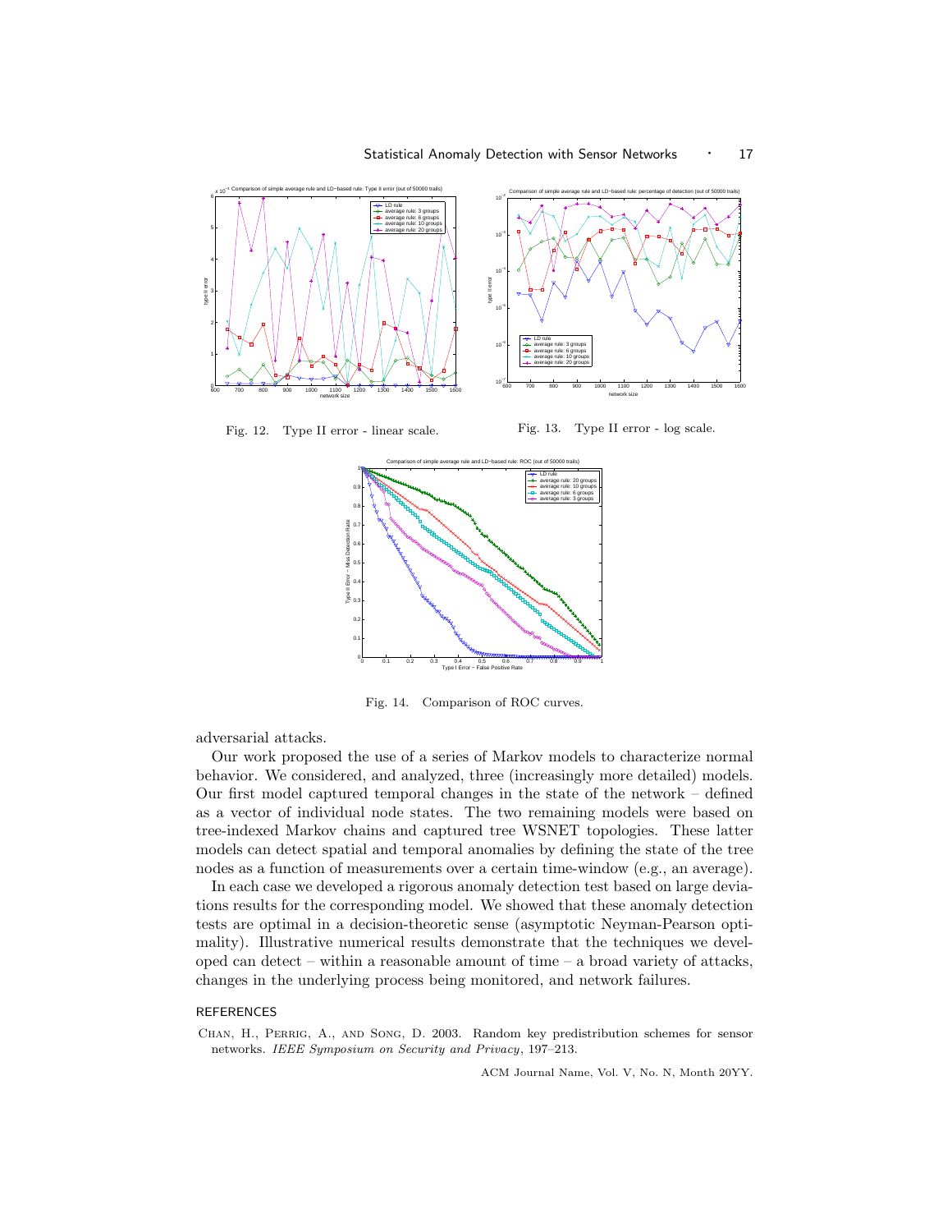Fig. 12. Type II error - linear scale.

Fig. 13. Type II error - log scale.

Fig. 14. Comparison of ROC curves.

adversarial attacks.

Our work proposed the use of a series of Markov models to characterize normal behavior. We considered, and analyzed, three (increasingly more detailed) models. Our first model captured temporal changes in the state of the network – defined as a vector of individual node states. The two remaining models were based on tree-indexed Markov chains and captured tree WSNET topologies. These latter models can detect spatial and temporal anomalies by defining the state of the tree nodes as a function of measurements over a certain time-window (e.g., an average).

In each case we developed a rigorous anomaly detection test based on large deviations results for the corresponding model. We showed that these anomaly detection tests are optimal in a decision-theoretic sense (asymptotic Neyman-Pearson optimality). Illustrative numerical results demonstrate that the techniques we developed can detect – within a reasonable amount of time – a broad variety of attacks, changes in the underlying process being monitored, and network failures.

## REFERENCES

Chan, H., Perrig, A., and Song, D. 2003. Random key predistribution schemes for sensor networks. *IEEE Symposium on Security and Privacy*, 197–213.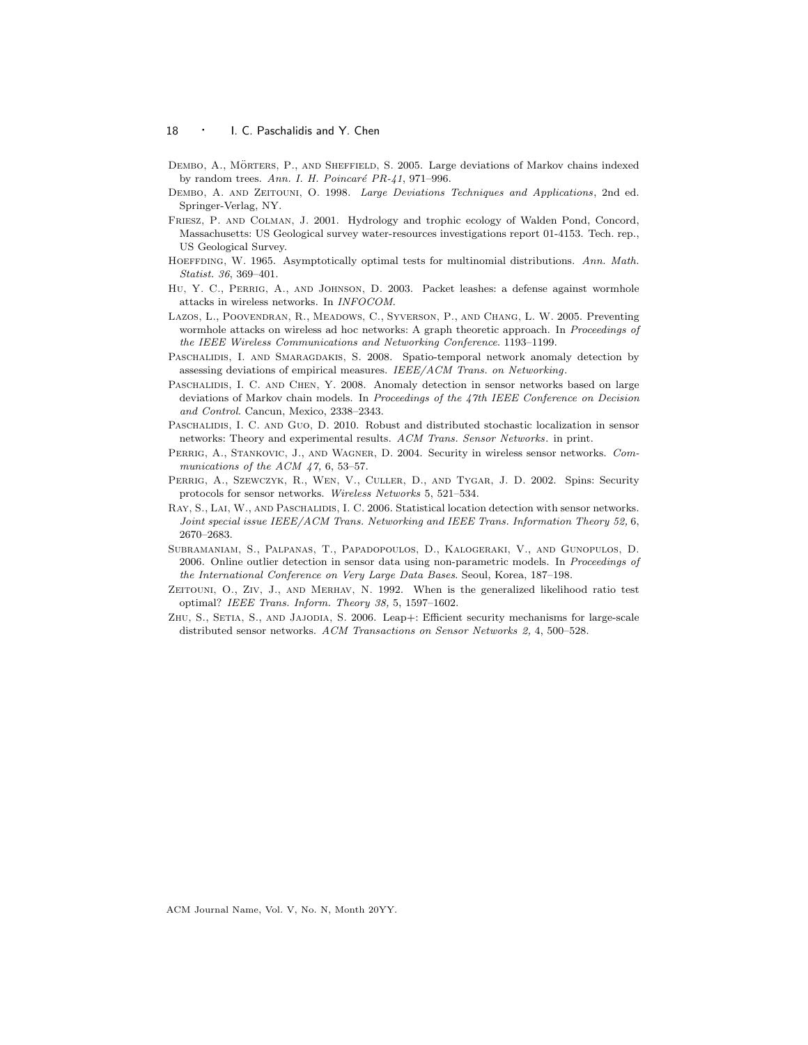Dembo, A., Mörters, P., and Sheffield, S. 2005. Large deviations of Markov chains indexed by random trees. *Ann. I. H. Poincaré PR-41*, 971–996.

Dembo, A. and Zeitouni, O. 1998. *Large Deviations Techniques and Applications*, 2nd ed. Springer-Verlag, NY.

Friesz, P. and Colman, J. 2001. Hydrology and trophic ecology of Walden Pond, Concord, Massachusetts: US Geological survey water-resources investigations report 01-4153. Tech. rep., US Geological Survey.

Hoeffding, W. 1965. Asymptotically optimal tests for multinomial distributions. *Ann. Math. Statist. 36*, 369–401.

Hu, Y. C., Perrig, A., and Johnson, D. 2003. Packet leashes: a defense against wormhole attacks in wireless networks. In *INFOCOM*.

Lazos, L., Poovendran, R., Meadows, C., Syverson, P., and Chang, L. W. 2005. Preventing wormhole attacks on wireless ad hoc networks: A graph theoretic approach. In *Proceedings of the IEEE Wireless Communications and Networking Conference*. 1193–1199.

Paschalidis, I. and Smaragdakis, S. 2008. Spatio-temporal network anomaly detection by assessing deviations of empirical measures. *IEEE/ACM Trans. on Networking*.

Paschalidis, I. C. and Chen, Y. 2008. Anomaly detection in sensor networks based on large deviations of Markov chain models. In *Proceedings of the 47th IEEE Conference on Decision and Control*. Cancun, Mexico, 2338–2343.

Paschalidis, I. C. and Guo, D. 2010. Robust and distributed stochastic localization in sensor networks: Theory and experimental results. *ACM Trans. Sensor Networks*. in print.

Perrig, A., Stankovic, J., and Wagner, D. 2004. Security in wireless sensor networks. *Communications of the ACM 47,* 6, 53–57.

Perrig, A., Szewczyk, R., Wen, V., Culler, D., and Tygar, J. D. 2002. Spins: Security protocols for sensor networks. *Wireless Networks* 5, 521–534.

Ray, S., Lai, W., and Paschalidis, I. C. 2006. Statistical location detection with sensor networks. *Joint special issue IEEE/ACM Trans. Networking and IEEE Trans. Information Theory 52,* 6, 2670–2683.

Subramaniam, S., Palpanas, T., Papadopoulos, D., Kalogeraki, V., and Gunopulos, D. 2006. Online outlier detection in sensor data using non-parametric models. In *Proceedings of the International Conference on Very Large Data Bases*. Seoul, Korea, 187–198.

Zeitouni, O., Ziv, J., and Merhav, N. 1992. When is the generalized likelihood ratio test optimal? *IEEE Trans. Inform. Theory 38,* 5, 1597–1602.

Zhu, S., Setia, S., and Jajodia, S. 2006. Leap+: Efficient security mechanisms for large-scale distributed sensor networks. *ACM Transactions on Sensor Networks 2,* 4, 500–528.